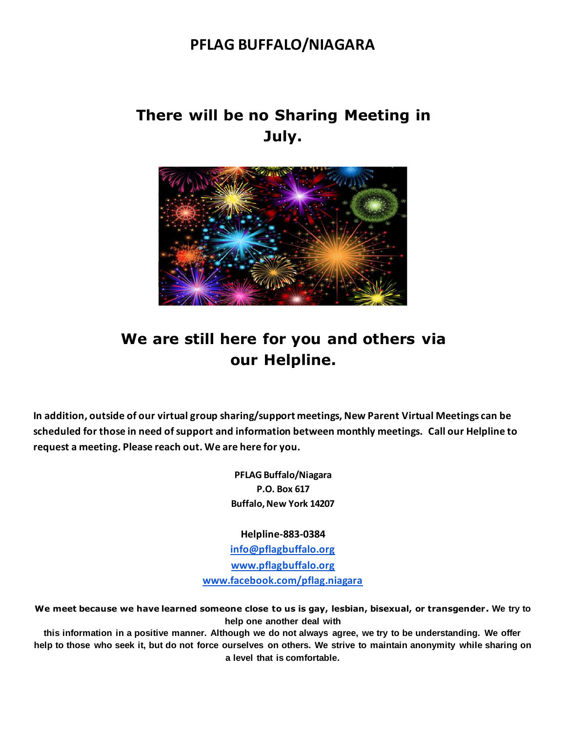# PFLAG BUFFALO/NIAGARA

## There will be no Sharing Meeting in July.

## We are still here for you and others via our Helpline.

**In addition, outside of our virtual group sharing/support meetings, New Parent Virtual Meetings can be scheduled for those in need of support and information between monthly meetings. Call our Helpline to request a meeting. Please reach out. We are here for you.**

**PFLAG Buffalo/Niagara**
**P.O. Box 617**
**Buffalo, New York 14207**

**Helpline-883-0384**
[info@pflagbuffalo.org](mailto:info@pflagbuffalo.org)
[www.pflagbuffalo.org](http://www.pflagbuffalo.org)
[www.facebook.com/pflag.niagara](http://www.facebook.com/pflag.niagara)

**We meet because we have learned someone close to us is gay, lesbian, bisexual, or transgender. We try to help one another deal with this information in a positive manner. Although we do not always agree, we try to be understanding. We offer help to those who seek it, but do not force ourselves on others. We strive to maintain anonymity while sharing on a level that is comfortable.**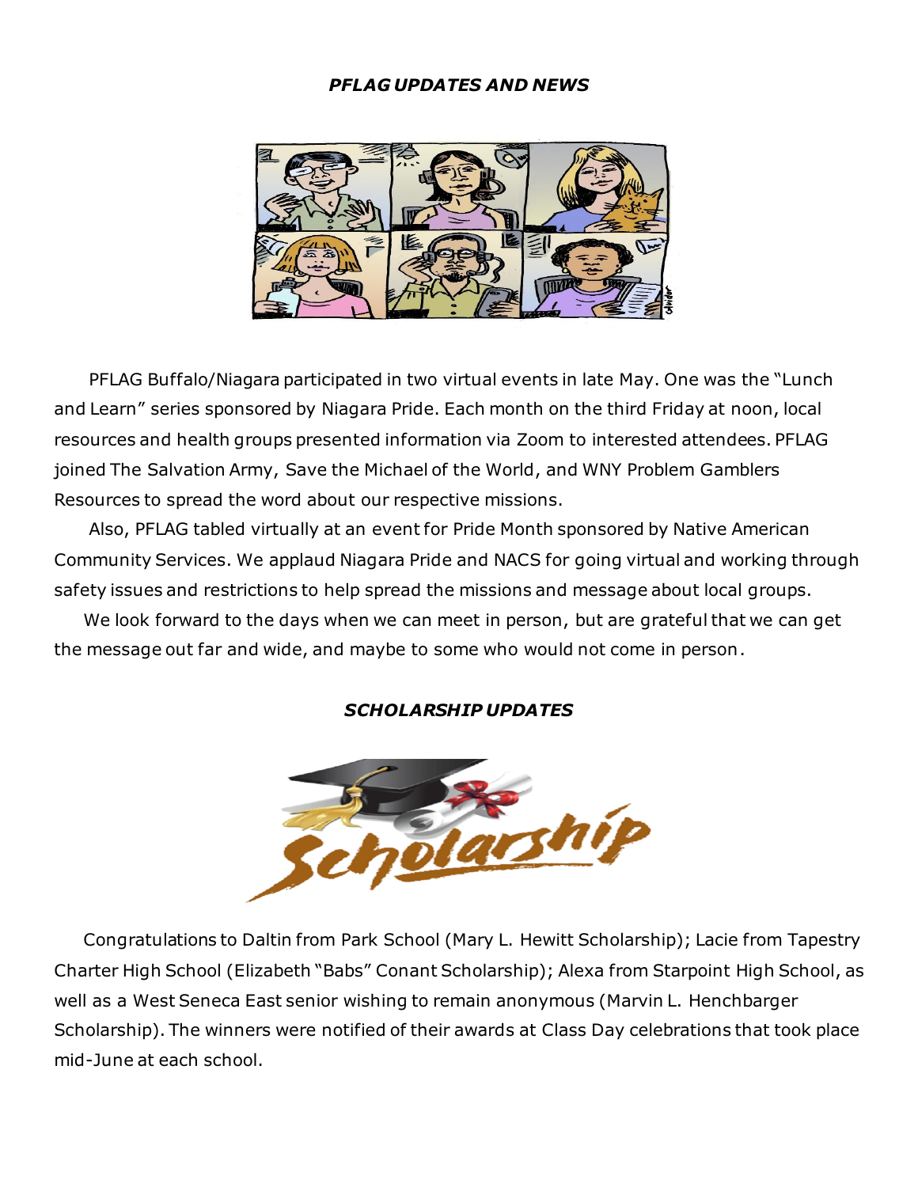## *PFLAG UPDATES AND NEWS*

PFLAG Buffalo/Niagara participated in two virtual events in late May. One was the "Lunch and Learn" series sponsored by Niagara Pride. Each month on the third Friday at noon, local resources and health groups presented information via Zoom to interested attendees. PFLAG joined The Salvation Army, Save the Michael of the World, and WNY Problem Gamblers Resources to spread the word about our respective missions.

Also, PFLAG tabled virtually at an event for Pride Month sponsored by Native American Community Services. We applaud Niagara Pride and NACS for going virtual and working through safety issues and restrictions to help spread the missions and message about local groups.

We look forward to the days when we can meet in person, but are grateful that we can get the message out far and wide, and maybe to some who would not come in person.

## *SCHOLARSHIP UPDATES*

Congratulations to Daltin from Park School (Mary L. Hewitt Scholarship); Lacie from Tapestry Charter High School (Elizabeth "Babs" Conant Scholarship); Alexa from Starpoint High School, as well as a West Seneca East senior wishing to remain anonymous (Marvin L. Henchbarger Scholarship). The winners were notified of their awards at Class Day celebrations that took place mid-June at each school.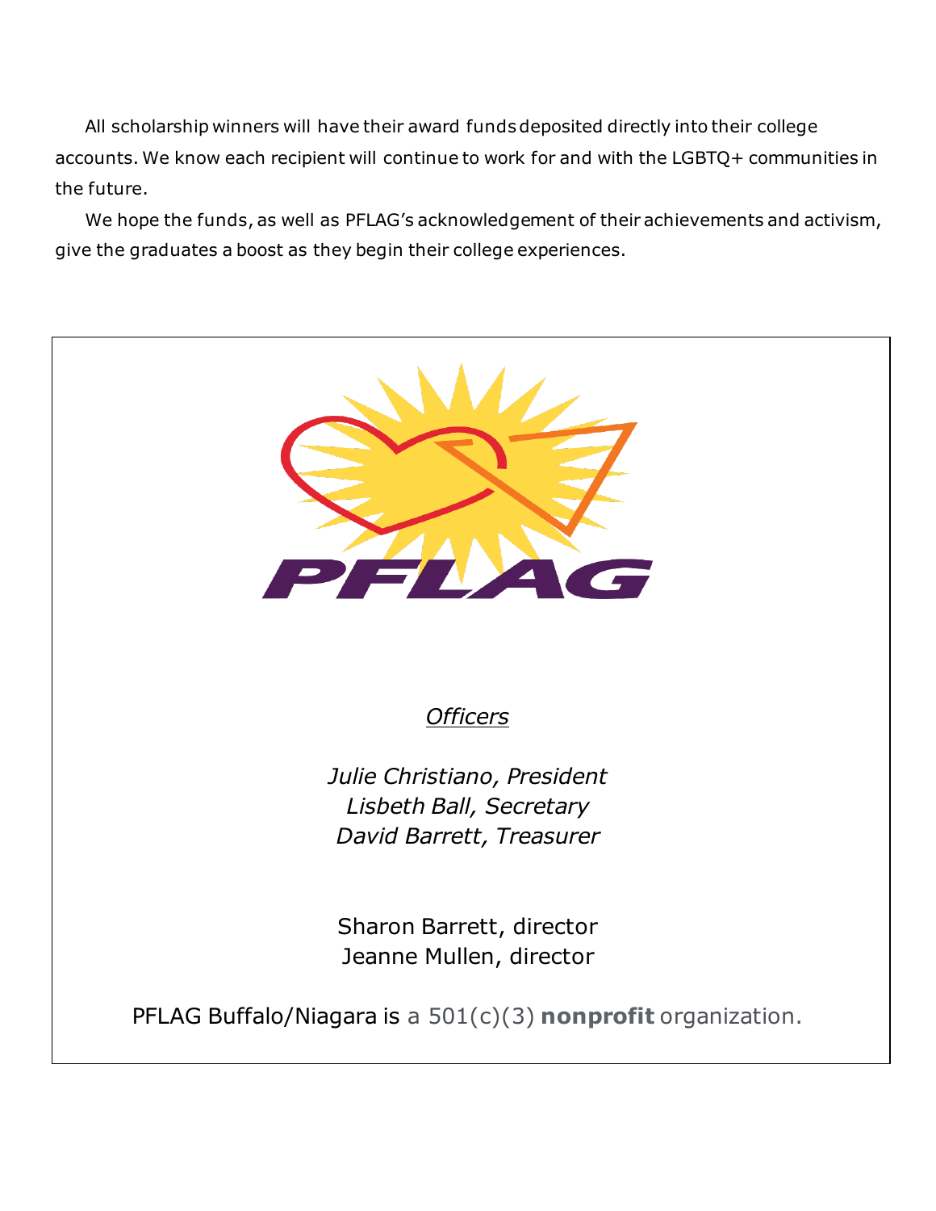All scholarship winners will have their award funds deposited directly into their college accounts. We know each recipient will continue to work for and with the LGBTQ+ communities in the future.

We hope the funds, as well as PFLAG's acknowledgement of their achievements and activism, give the graduates a boost as they begin their college experiences.

PFLAG

*Officers*

*Julie Christiano, President*
*Lisbeth Ball, Secretary*
*David Barrett, Treasurer*

Sharon Barrett, director
Jeanne Mullen, director

PFLAG Buffalo/Niagara is a 501(c)(3) **nonprofit** organization.